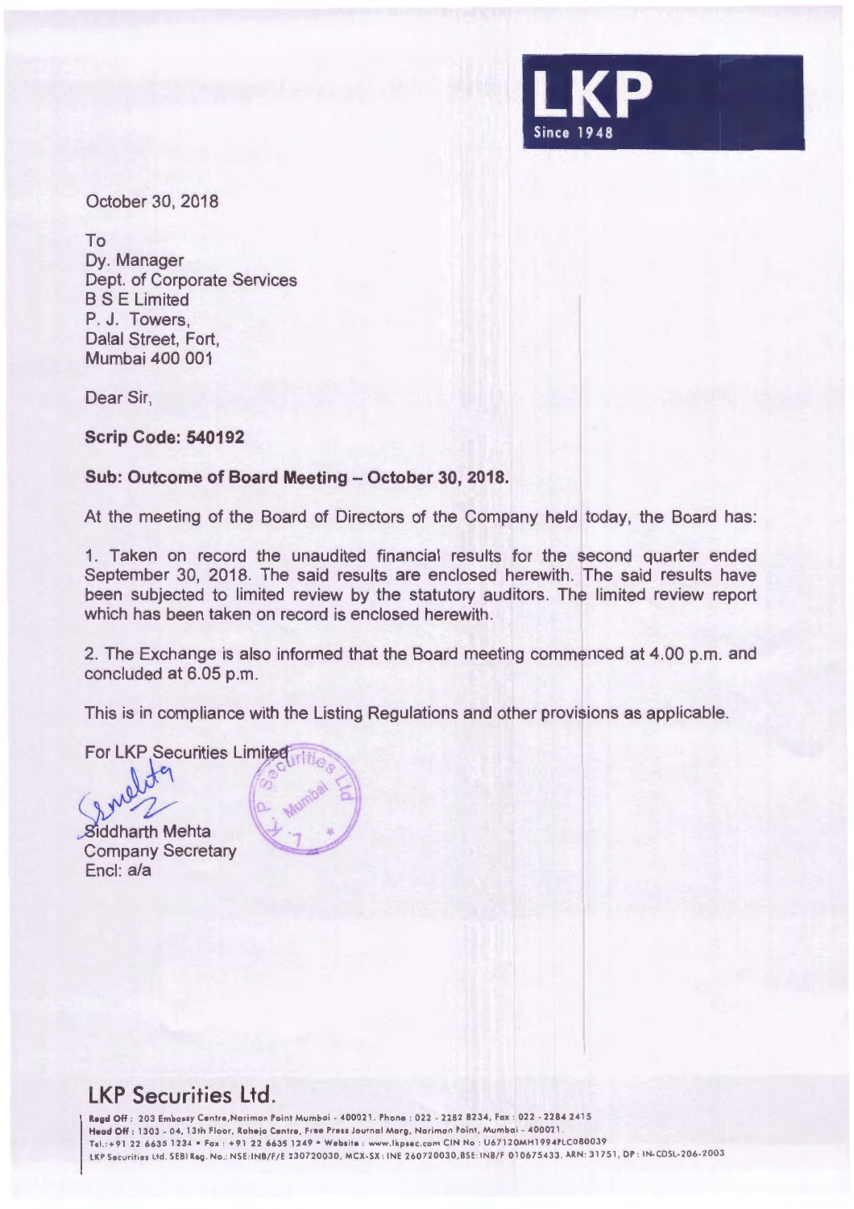LKP
Since 1948

October 30, 2018

To
Dy. Manager
Dept. of Corporate Services
B S E Limited
P. J. Towers,
Dalal Street, Fort,
Mumbai 400 001

Dear Sir,

**Scrip Code: 540192**

**Sub: Outcome of Board Meeting – October 30, 2018.**

At the meeting of the Board of Directors of the Company held today, the Board has:

1. Taken on record the unaudited financial results for the second quarter ended September 30, 2018. The said results are enclosed herewith. The said results have been subjected to limited review by the statutory auditors. The limited review report which has been taken on record is enclosed herewith.

2. The Exchange is also informed that the Board meeting commenced at 4.00 p.m. and concluded at 6.05 p.m.

This is in compliance with the Listing Regulations and other provisions as applicable.

For LKP Securities Limited

Siddharth Mehta
Company Secretary
Encl: a/a

## LKP Securities Ltd.

**Regd Off:** 203 Embassy Centre, Nariman Point Mumbai - 400021. Phone : 022 - 2282 8234, Fax : 022 - 2284 2415
**Head Off:** 1303 - 04, 13th Floor, Raheja Centre, Free Press Journal Marg, Nariman Point, Mumbai - 400021.
Tel.:+91 22 6635 1234 • Fax : +91 22 6635 1249 • Website : www.lkpsec.com CIN No : U67120MH1994PLC080039
LKP Securities Ltd. SEBI Reg. No.: NSE:INB/F/E 230720030, MCX-SX : INE 260720030, BSE: INB/F 010675433, ARN: 31751, DP : IN-CDSL-206-2003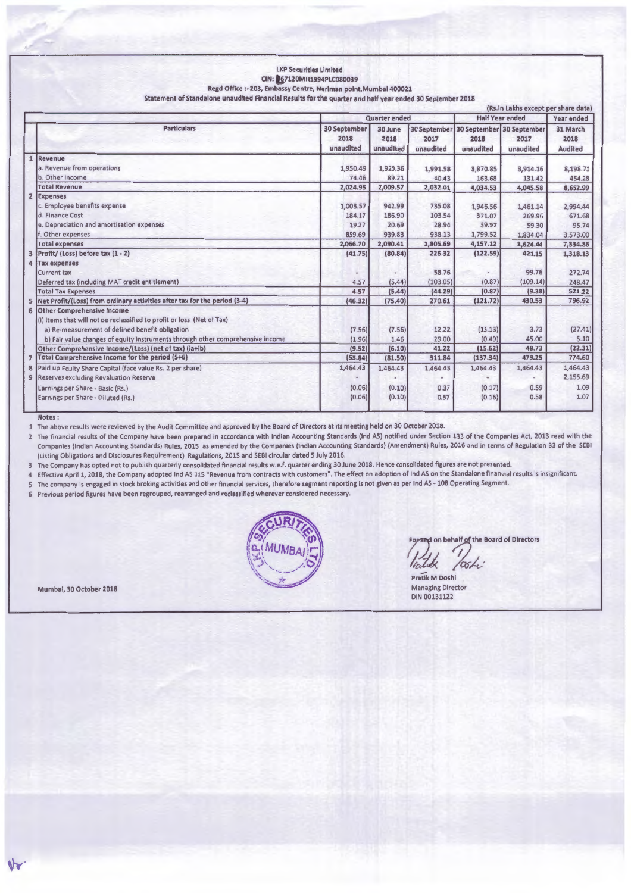**LKP Securities Limited**
**CIN: L67120MH1994PLC080039**
**Regd Office :- 203, Embassy Centre, Nariman point,Mumbai 400021**
**Statement of Standalone unaudited Financial Results for the quarter and half year ended 30 September 2018**

(Rs.in Lakhs except per share data)

| | Particulars | Quarter ended | | | Half Year ended | | Year ended |
|---|---|---|---|---|---|---|---|
| | | 30 September 2018 unaudited | 30 June 2018 unaudited | 30 September 2017 unaudited | 30 September 2018 unaudited | 30 September 2017 unaudited | 31 March 2018 Audited |
| 1 | **Revenue** | | | | | | |
| | a. Revenue from operations | 1,950.49 | 1,920.36 | 1,991.58 | 3,870.85 | 3,914.16 | 8,198.71 |
| | b. Other Income | 74.46 | 89.21 | 40.43 | 163.68 | 131.42 | 454.28 |
| | **Total Revenue** | 2,024.95 | 2,009.57 | 2,032.01 | 4,034.53 | 4,045.58 | 8,652.99 |
| 2 | **Expenses** | | | | | | |
| | c. Employee benefits expense | 1,003.57 | 942.99 | 735.08 | 1,946.56 | 1,461.14 | 2,994.44 |
| | d. Finance Cost | 184.17 | 186.90 | 103.54 | 371.07 | 269.96 | 671.68 |
| | e. Depreciation and amortisation expenses | 19.27 | 20.69 | 28.94 | 39.97 | 59.30 | 95.74 |
| | f. Other expenses | 859.69 | 939.83 | 938.13 | 1,799.52 | 1,834.04 | 3,573.00 |
| | **Total expenses** | 2,066.70 | 2,090.41 | 1,805.69 | 4,157.12 | 3,624.44 | 7,334.86 |
| 3 | Profit/ (Loss) before tax (1 - 2) | (41.75) | (80.84) | 226.32 | (122.59) | 421.15 | 1,318.13 |
| 4 | Tax expenses | | | | | | |
| | Current tax | - | - | 58.76 | - | 99.76 | 272.74 |
| | Deferred tax (including MAT credit entitlement) | 4.57 | (5.44) | (103.05) | (0.87) | (109.14) | 248.47 |
| | **Total Tax Expenses** | 4.57 | (5.44) | (44.29) | (0.87) | (9.38) | 521.22 |
| 5 | Net Profit/(Loss) from ordinary activities after tax for the period (3-4) | (46.32) | (75.40) | 270.61 | (121.72) | 430.53 | 796.92 |
| 6 | Other Comprehensive Income | | | | | | |
| | (i) Items that will not be reclassified to profit or loss (Net of Tax) | | | | | | |
| | a) Re-measurement of defined benefit obligation | (7.56) | (7.56) | 12.22 | (15.13) | 3.73 | (27.41) |
| | b) Fair value changes of equity instruments through other comprehensive income | (1.96) | 1.46 | 29.00 | (0.49) | 45.00 | 5.10 |
| | Other Comprehensive Income/(Loss) (net of tax) (ia+ib) | (9.52) | (6.10) | 41.22 | (15.62) | 48.73 | (22.31) |
| 7 | Total Comprehensive Income for the period (5+6) | (55.84) | (81.50) | 311.84 | (137.34) | 479.25 | 774.60 |
| 8 | Paid up Equity Share Capital (face value Rs. 2 per share) | 1,464.43 | 1,464.43 | 1,464.43 | 1,464.43 | 1,464.43 | 1,464.43 |
| 9 | Reserves excluding Revaluation Reserve | - | - | - | - | - | 2,155.69 |
| | Earnings per Share - Basic (Rs.) | (0.06) | (0.10) | 0.37 | (0.17) | 0.59 | 1.09 |
| | Earnings per Share - Diluted (Rs.) | (0.06) | (0.10) | 0.37 | (0.16) | 0.58 | 1.07 |

**Notes :**

1. The above results were reviewed by the Audit Committee and approved by the Board of Directors at its meeting held on 30 October 2018.
2. The financial results of the Company have been prepared in accordance with Indian Accounting Standards (Ind AS) notified under Section 133 of the Companies Act, 2013 read with the Companies (Indian Accounting Standards) Rules, 2015 as amended by the Companies (Indian Accounting Standards) (Amendment) Rules, 2016 and in terms of Regulation 33 of the SEBI (Listing Obligations and Disclosures Requirement) Regulations, 2015 and SEBI circular dated 5 July 2016.
3. The Company has opted not to publish quarterly consolidated financial results w.e.f. quarter ending 30 June 2018. Hence consolidated figures are not presented.
4. Effective April 1, 2018, the Company adopted Ind AS 115 "Revenue from contracts with customers". The effect on adoption of Ind AS on the Standalone financial results is insignificant.
5. The company is engaged in stock broking activities and other financial services, therefore segment reporting is not given as per Ind AS - 108 Operating Segment.
6. Previous period figures have been regrouped, rearranged and reclassified wherever considered necessary.

For and on behalf of the Board of Directors

Pratik M Doshi
Managing Director
DIN 00131122

Mumbai, 30 October 2018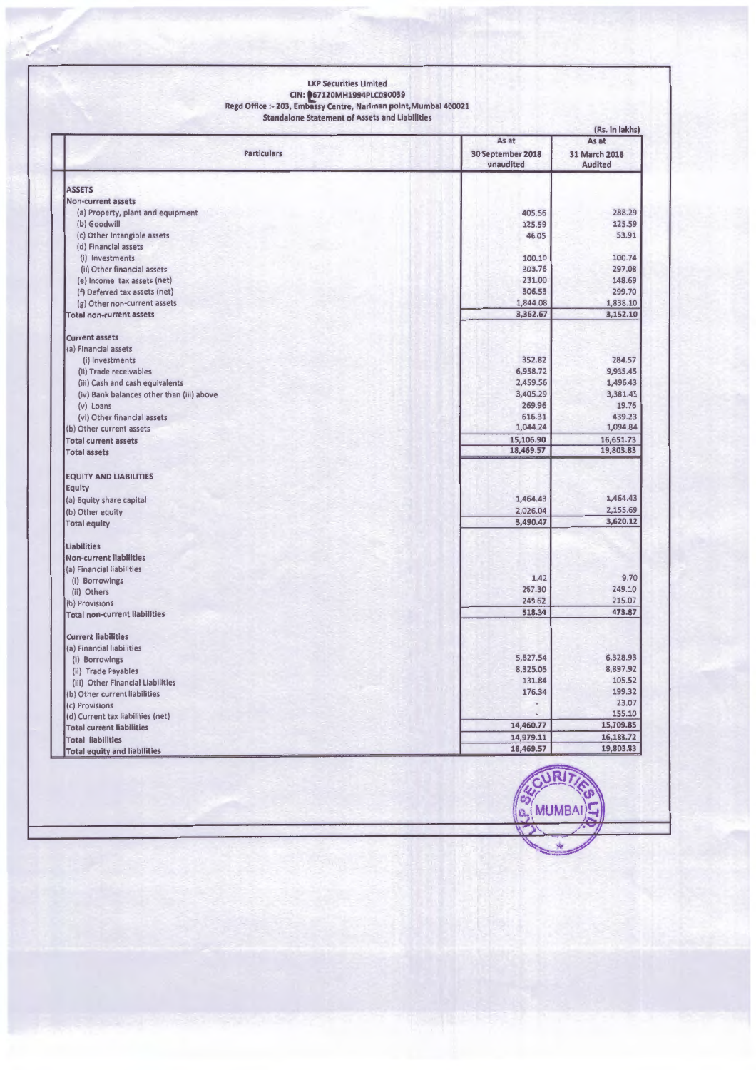**LKP Securities Limited**

**CIN: L67120MH1994PLC080039**

**Regd Office :- 203, Embassy Centre, Nariman point,Mumbai 400021**

**Standalone Statement of Assets and Liabilities**

(Rs. in lakhs)

| Particulars | As at 30 September 2018 unaudited | As at 31 March 2018 Audited |
|---|---|---|
| **ASSETS** | | |
| **Non-current assets** | | |
| (a) Property, plant and equipment | 405.56 | 288.29 |
| (b) Goodwill | 125.59 | 125.59 |
| (c) Other Intangible assets | 46.05 | 53.91 |
| (d) Financial assets | | |
| (i) Investments | 100.10 | 100.74 |
| (ii) Other financial assets | 303.76 | 297.08 |
| (e) Income tax assets (net) | 231.00 | 148.69 |
| (f) Deferred tax assets (net) | 306.53 | 299.70 |
| (g) Other non-current assets | 1,844.08 | 1,838.10 |
| **Total non-current assets** | 3,362.67 | 3,152.10 |
| **Current assets** | | |
| (a) Financial assets | | |
| (i) Investments | 352.82 | 284.57 |
| (ii) Trade receivables | 6,958.72 | 9,935.45 |
| (iii) Cash and cash equivalents | 2,459.56 | 1,496.43 |
| (iv) Bank balances other than (iii) above | 3,405.29 | 3,381.45 |
| (v) Loans | 269.96 | 19.76 |
| (vi) Other financial assets | 616.31 | 439.23 |
| (b) Other current assets | 1,044.24 | 1,094.84 |
| **Total current assets** | 15,106.90 | 16,651.73 |
| **Total assets** | 18,469.57 | 19,803.83 |
| **EQUITY AND LIABILITIES** | | |
| **Equity** | | |
| (a) Equity share capital | 1,464.43 | 1,464.43 |
| (b) Other equity | 2,026.04 | 2,155.69 |
| **Total equity** | 3,490.47 | 3,620.12 |
| **Liabilities** | | |
| **Non-current liabilities** | | |
| (a) Financial liabilities | | |
| (i) Borrowings | 1.42 | 9.70 |
| (ii) Others | 267.30 | 249.10 |
| (b) Provisions | 249.62 | 215.07 |
| **Total non-current liabilities** | 518.34 | 473.87 |
| **Current liabilities** | | |
| (a) Financial liabilities | | |
| (i) Borrowings | 5,827.54 | 6,328.93 |
| (ii) Trade Payables | 8,325.05 | 8,897.92 |
| (iii) Other Financial Liabilities | 131.84 | 105.52 |
| (b) Other current liabilities | 176.34 | 199.32 |
| (c) Provisions | - | 23.07 |
| (d) Current tax liabilities (net) | - | 155.10 |
| **Total current liabilities** | 14,460.77 | 15,709.85 |
| **Total liabilities** | 14,979.11 | 16,183.72 |
| **Total equity and liabilities** | 18,469.57 | 19,803.83 |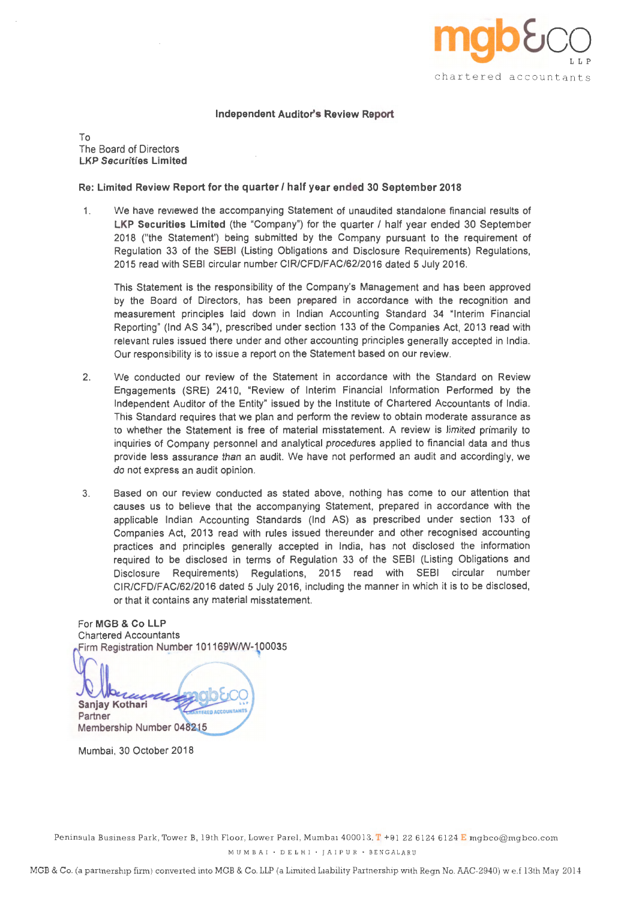mgb&co LLP
chartered accountants

## Independent Auditor's Review Report

To
The Board of Directors
**LKP Securities Limited**

**Re: Limited Review Report for the quarter / half year ended 30 September 2018**

1. We have reviewed the accompanying Statement of unaudited standalone financial results of **LKP Securities Limited** (the "Company") for the quarter / half year ended 30 September 2018 ("the Statement') being submitted by the Company pursuant to the requirement of Regulation 33 of the SEBI (Listing Obligations and Disclosure Requirements) Regulations, 2015 read with SEBI circular number CIR/CFD/FAC/62/2016 dated 5 July 2016.

   This Statement is the responsibility of the Company's Management and has been approved by the Board of Directors, has been prepared in accordance with the recognition and measurement principles laid down in Indian Accounting Standard 34 "Interim Financial Reporting" (Ind AS 34"), prescribed under section 133 of the Companies Act, 2013 read with relevant rules issued there under and other accounting principles generally accepted in India. Our responsibility is to issue a report on the Statement based on our review.

2. We conducted our review of the Statement in accordance with the Standard on Review Engagements (SRE) 2410, "Review of Interim Financial Information Performed by the Independent Auditor of the Entity" issued by the Institute of Chartered Accountants of India. This Standard requires that we plan and perform the review to obtain moderate assurance as to whether the Statement is free of material misstatement. A review is limited primarily to inquiries of Company personnel and analytical procedures applied to financial data and thus provide less assurance than an audit. We have not performed an audit and accordingly, we do not express an audit opinion.

3. Based on our review conducted as stated above, nothing has come to our attention that causes us to believe that the accompanying Statement, prepared in accordance with the applicable Indian Accounting Standards (Ind AS) as prescribed under section 133 of Companies Act, 2013 read with rules issued thereunder and other recognised accounting practices and principles generally accepted in India, has not disclosed the information required to be disclosed in terms of Regulation 33 of the SEBI (Listing Obligations and Disclosure Requirements) Regulations, 2015 read with SEBI circular number CIR/CFD/FAC/62/2016 dated 5 July 2016, including the manner in which it is to be disclosed, or that it contains any material misstatement.

For **MGB & Co LLP**
Chartered Accountants
Firm Registration Number 101169W/W-100035

**Sanjay Kothari**
Partner
Membership Number 048215

Mumbai, 30 October 2018

Peninsula Business Park, Tower B, 19th Floor, Lower Parel, Mumbai 400013. T +91 22 6124 6124 E mgbco@mgbco.com
MUMBAI • DELHI • JAIPUR • BENGALARU

MGB & Co. (a partnership firm) converted into MGB & Co. LLP (a Limited Liability Partnership with Regn No. AAC-2940) w.e.f 13th May 2014